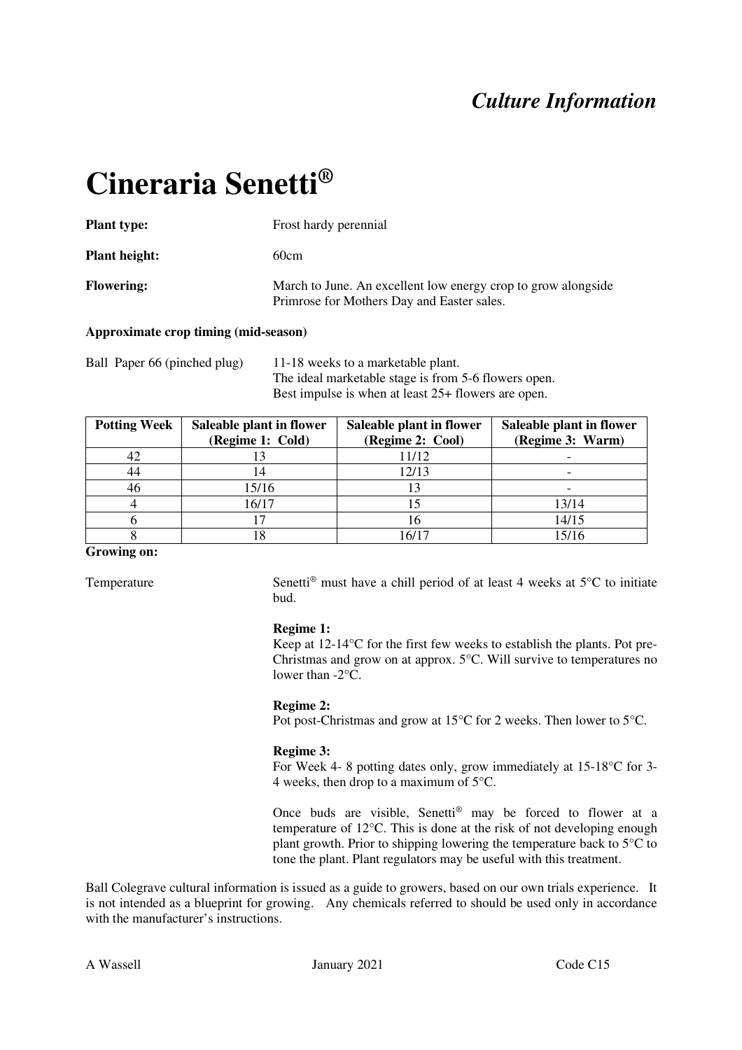*Culture Information*

# Cineraria Senetti®

**Plant type:** Frost hardy perennial

**Plant height:** 60cm

**Flowering:** March to June. An excellent low energy crop to grow alongside Primrose for Mothers Day and Easter sales.

**Approximate crop timing (mid-season)**

Ball Paper 66 (pinched plug) 11-18 weeks to a marketable plant.
The ideal marketable stage is from 5-6 flowers open.
Best impulse is when at least 25+ flowers are open.

| Potting Week | Saleable plant in flower (Regime 1: Cold) | Saleable plant in flower (Regime 2: Cool) | Saleable plant in flower (Regime 3: Warm) |
|---|---|---|---|
| 42 | 13 | 11/12 | - |
| 44 | 14 | 12/13 | - |
| 46 | 15/16 | 13 | - |
| 4 | 16/17 | 15 | 13/14 |
| 6 | 17 | 16 | 14/15 |
| 8 | 18 | 16/17 | 15/16 |

**Growing on:**

Temperature

Senetti® must have a chill period of at least 4 weeks at 5°C to initiate bud.

**Regime 1:**
Keep at 12-14°C for the first few weeks to establish the plants. Pot pre-Christmas and grow on at approx. 5°C. Will survive to temperatures no lower than -2°C.

**Regime 2:**
Pot post-Christmas and grow at 15°C for 2 weeks. Then lower to 5°C.

**Regime 3:**
For Week 4- 8 potting dates only, grow immediately at 15-18°C for 3-4 weeks, then drop to a maximum of 5°C.

Once buds are visible, Senetti® may be forced to flower at a temperature of 12°C. This is done at the risk of not developing enough plant growth. Prior to shipping lowering the temperature back to 5°C to tone the plant. Plant regulators may be useful with this treatment.

Ball Colegrave cultural information is issued as a guide to growers, based on our own trials experience. It is not intended as a blueprint for growing. Any chemicals referred to should be used only in accordance with the manufacturer's instructions.

A Wassell January 2021 Code C15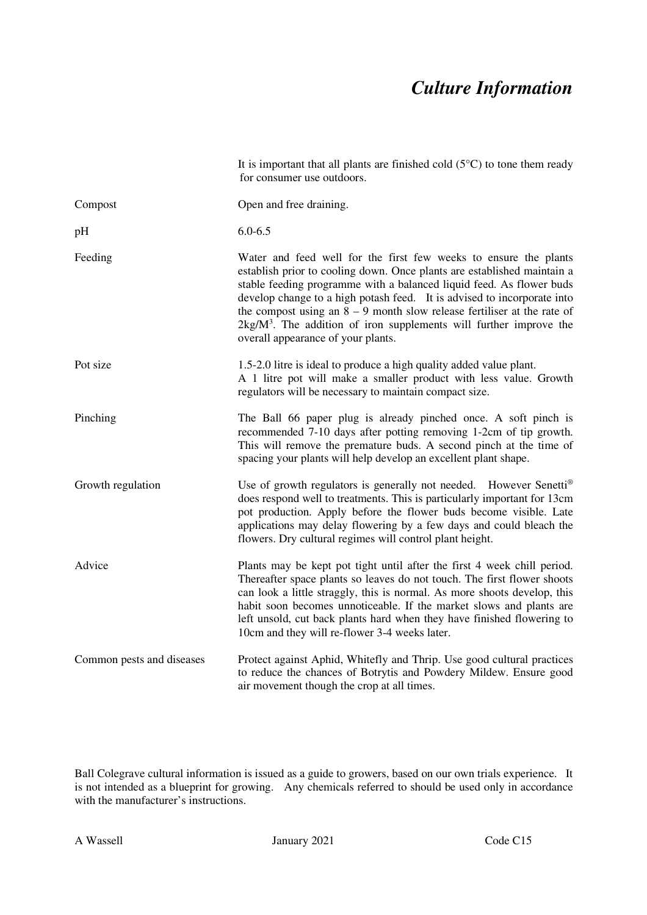# *Culture Information*

It is important that all plants are finished cold (5°C) to tone them ready for consumer use outdoors.

| | |
|---|---|
| Compost | Open and free draining. |
| pH | 6.0-6.5 |
| Feeding | Water and feed well for the first few weeks to ensure the plants establish prior to cooling down. Once plants are established maintain a stable feeding programme with a balanced liquid feed. As flower buds develop change to a high potash feed. It is advised to incorporate into the compost using an 8 – 9 month slow release fertiliser at the rate of $2kg/M^3$. The addition of iron supplements will further improve the overall appearance of your plants. |
| Pot size | 1.5-2.0 litre is ideal to produce a high quality added value plant. A 1 litre pot will make a smaller product with less value. Growth regulators will be necessary to maintain compact size. |
| Pinching | The Ball 66 paper plug is already pinched once. A soft pinch is recommended 7-10 days after potting removing 1-2cm of tip growth. This will remove the premature buds. A second pinch at the time of spacing your plants will help develop an excellent plant shape. |
| Growth regulation | Use of growth regulators is generally not needed. However Senetti® does respond well to treatments. This is particularly important for 13cm pot production. Apply before the flower buds become visible. Late applications may delay flowering by a few days and could bleach the flowers. Dry cultural regimes will control plant height. |
| Advice | Plants may be kept pot tight until after the first 4 week chill period. Thereafter space plants so leaves do not touch. The first flower shoots can look a little straggly, this is normal. As more shoots develop, this habit soon becomes unnoticeable. If the market slows and plants are left unsold, cut back plants hard when they have finished flowering to 10cm and they will re-flower 3-4 weeks later. |
| Common pests and diseases | Protect against Aphid, Whitefly and Thrip. Use good cultural practices to reduce the chances of Botrytis and Powdery Mildew. Ensure good air movement though the crop at all times. |

Ball Colegrave cultural information is issued as a guide to growers, based on our own trials experience. It is not intended as a blueprint for growing. Any chemicals referred to should be used only in accordance with the manufacturer's instructions.

A Wassell January 2021 Code C15